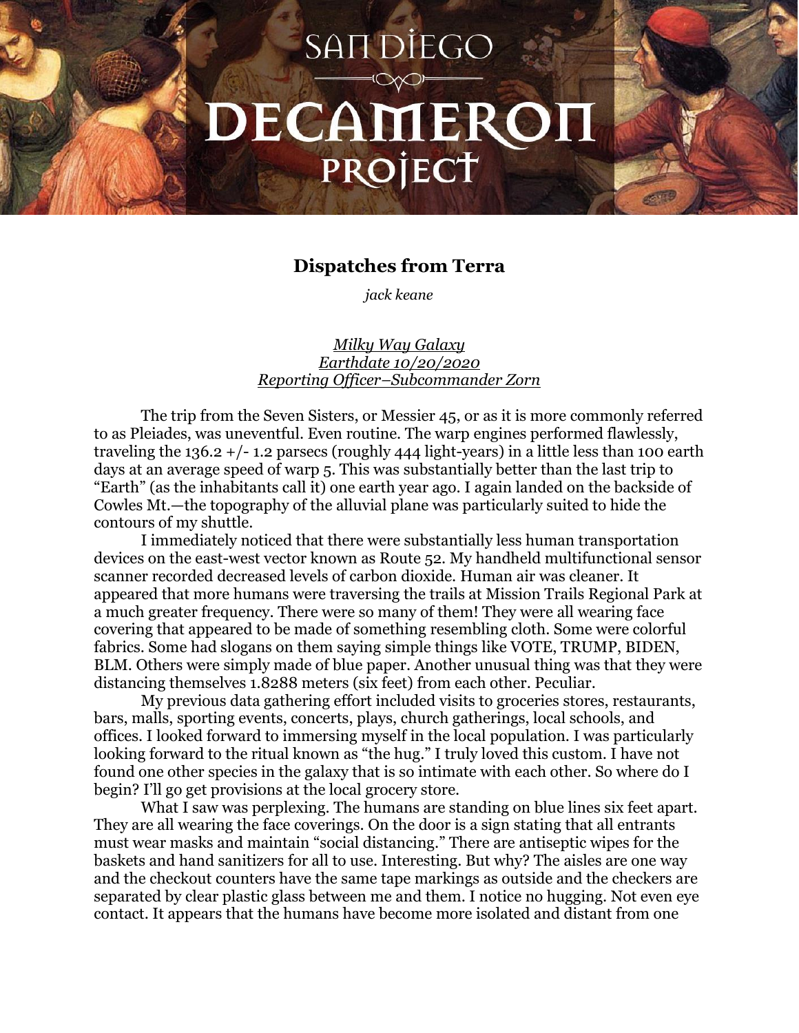# SAN DIEGO DECAMERON PROJECT

## Dispatches from Terra

*jack keane*

*Milky Way Galaxy*
*Earthdate 10/20/2020*
*Reporting Officer–Subcommander Zorn*

The trip from the Seven Sisters, or Messier 45, or as it is more commonly referred to as Pleiades, was uneventful. Even routine. The warp engines performed flawlessly, traveling the 136.2 +/- 1.2 parsecs (roughly 444 light-years) in a little less than 100 earth days at an average speed of warp 5. This was substantially better than the last trip to "Earth" (as the inhabitants call it) one earth year ago. I again landed on the backside of Cowles Mt.—the topography of the alluvial plane was particularly suited to hide the contours of my shuttle.

I immediately noticed that there were substantially less human transportation devices on the east-west vector known as Route 52. My handheld multifunctional sensor scanner recorded decreased levels of carbon dioxide. Human air was cleaner. It appeared that more humans were traversing the trails at Mission Trails Regional Park at a much greater frequency. There were so many of them! They were all wearing face covering that appeared to be made of something resembling cloth. Some were colorful fabrics. Some had slogans on them saying simple things like VOTE, TRUMP, BIDEN, BLM. Others were simply made of blue paper. Another unusual thing was that they were distancing themselves 1.8288 meters (six feet) from each other. Peculiar.

My previous data gathering effort included visits to groceries stores, restaurants, bars, malls, sporting events, concerts, plays, church gatherings, local schools, and offices. I looked forward to immersing myself in the local population. I was particularly looking forward to the ritual known as "the hug." I truly loved this custom. I have not found one other species in the galaxy that is so intimate with each other. So where do I begin? I'll go get provisions at the local grocery store.

What I saw was perplexing. The humans are standing on blue lines six feet apart. They are all wearing the face coverings. On the door is a sign stating that all entrants must wear masks and maintain "social distancing." There are antiseptic wipes for the baskets and hand sanitizers for all to use. Interesting. But why? The aisles are one way and the checkout counters have the same tape markings as outside and the checkers are separated by clear plastic glass between me and them. I notice no hugging. Not even eye contact. It appears that the humans have become more isolated and distant from one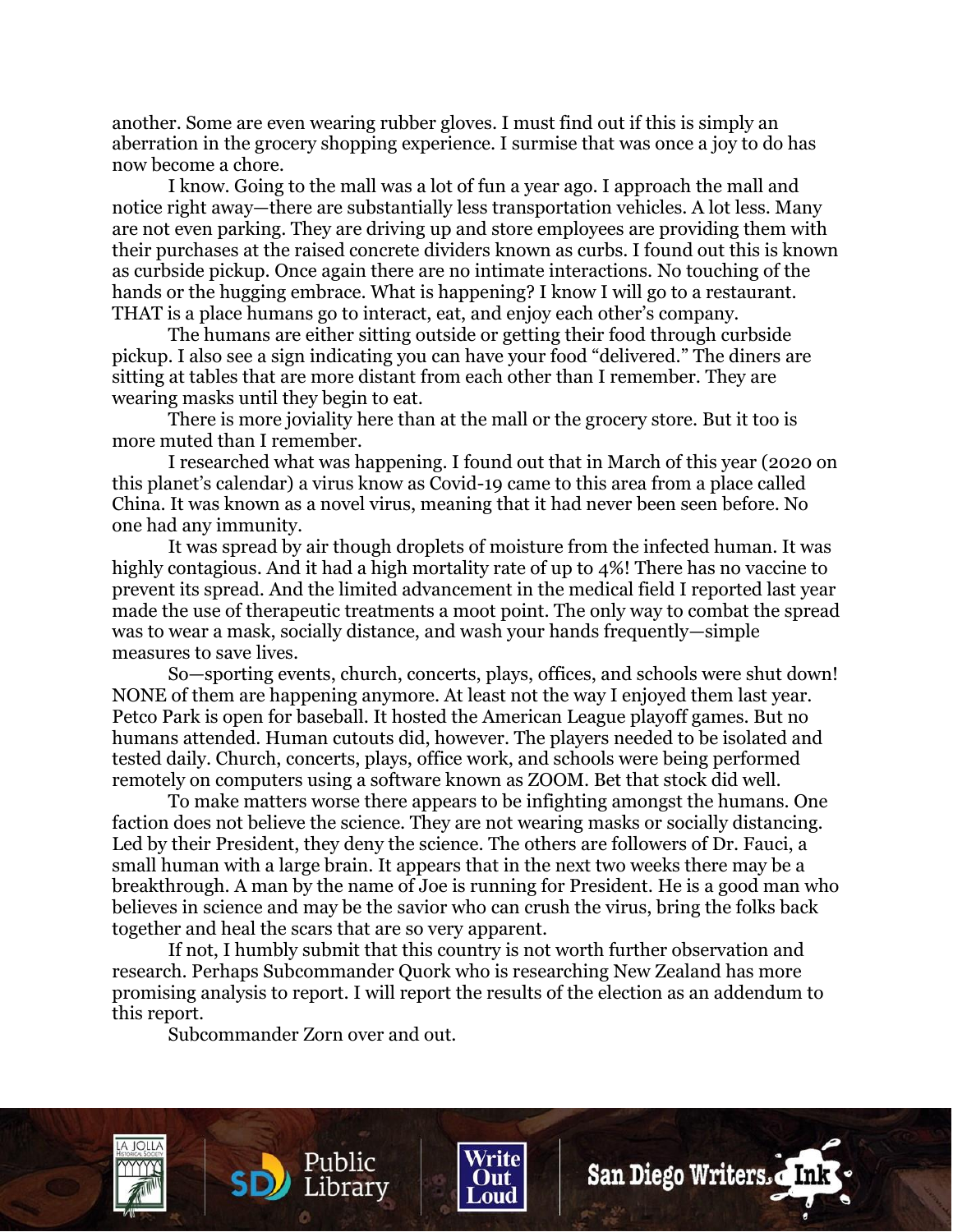another. Some are even wearing rubber gloves. I must find out if this is simply an aberration in the grocery shopping experience. I surmise that was once a joy to do has now become a chore.

I know. Going to the mall was a lot of fun a year ago. I approach the mall and notice right away—there are substantially less transportation vehicles. A lot less. Many are not even parking. They are driving up and store employees are providing them with their purchases at the raised concrete dividers known as curbs. I found out this is known as curbside pickup. Once again there are no intimate interactions. No touching of the hands or the hugging embrace. What is happening? I know I will go to a restaurant. THAT is a place humans go to interact, eat, and enjoy each other's company.

The humans are either sitting outside or getting their food through curbside pickup. I also see a sign indicating you can have your food "delivered." The diners are sitting at tables that are more distant from each other than I remember. They are wearing masks until they begin to eat.

There is more joviality here than at the mall or the grocery store. But it too is more muted than I remember.

I researched what was happening. I found out that in March of this year (2020 on this planet's calendar) a virus know as Covid-19 came to this area from a place called China. It was known as a novel virus, meaning that it had never been seen before. No one had any immunity.

It was spread by air though droplets of moisture from the infected human. It was highly contagious. And it had a high mortality rate of up to 4%! There has no vaccine to prevent its spread. And the limited advancement in the medical field I reported last year made the use of therapeutic treatments a moot point. The only way to combat the spread was to wear a mask, socially distance, and wash your hands frequently—simple measures to save lives.

So—sporting events, church, concerts, plays, offices, and schools were shut down! NONE of them are happening anymore. At least not the way I enjoyed them last year. Petco Park is open for baseball. It hosted the American League playoff games. But no humans attended. Human cutouts did, however. The players needed to be isolated and tested daily. Church, concerts, plays, office work, and schools were being performed remotely on computers using a software known as ZOOM. Bet that stock did well.

To make matters worse there appears to be infighting amongst the humans. One faction does not believe the science. They are not wearing masks or socially distancing. Led by their President, they deny the science. The others are followers of Dr. Fauci, a small human with a large brain. It appears that in the next two weeks there may be a breakthrough. A man by the name of Joe is running for President. He is a good man who believes in science and may be the savior who can crush the virus, bring the folks back together and heal the scars that are so very apparent.

If not, I humbly submit that this country is not worth further observation and research. Perhaps Subcommander Quork who is researching New Zealand has more promising analysis to report. I will report the results of the election as an addendum to this report.

Subcommander Zorn over and out.